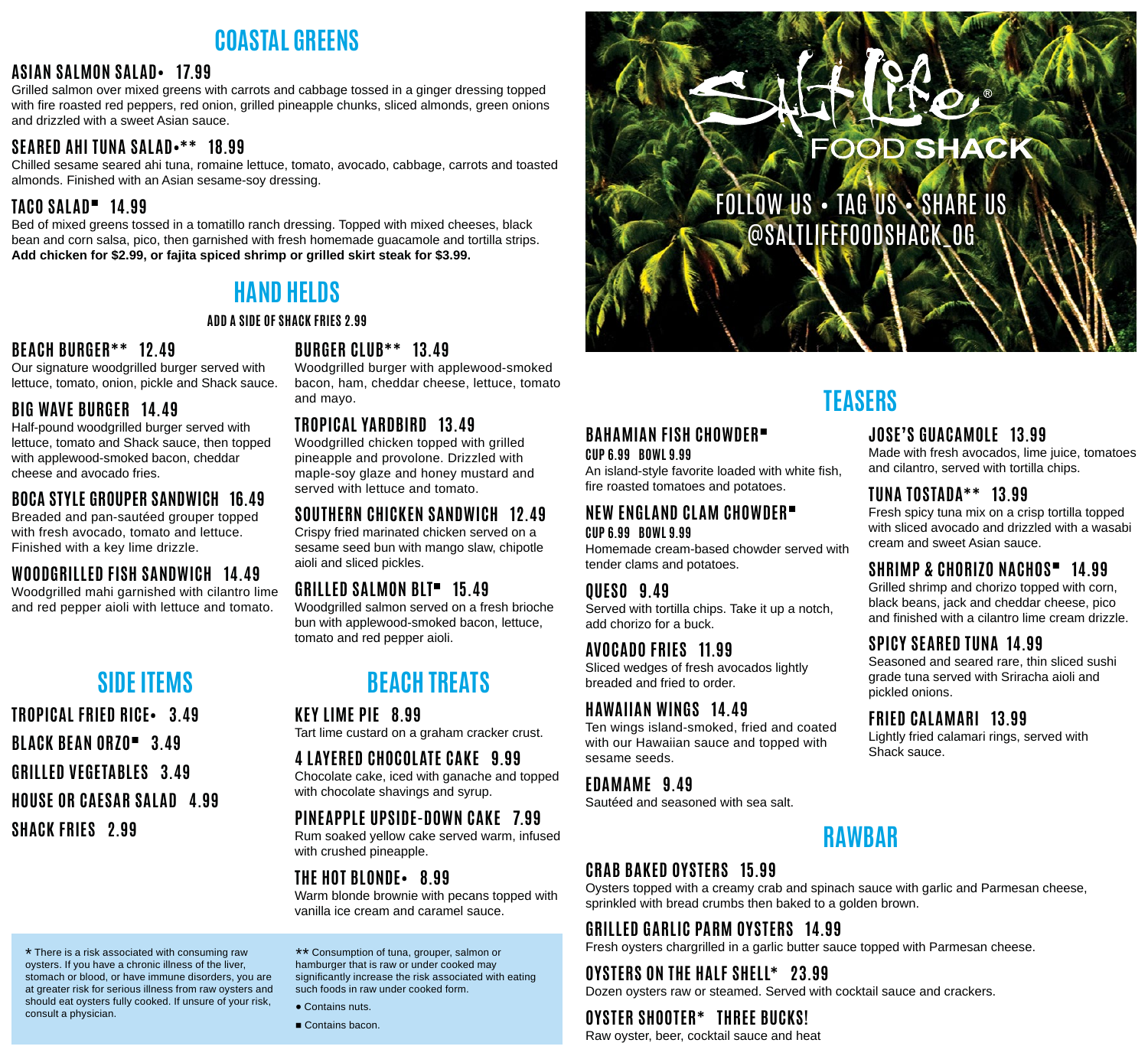## COASTAL GREENS

### ASIAN SALMON SALAD• 17.99
Grilled salmon over mixed greens with carrots and cabbage tossed in a ginger dressing topped with fire roasted red peppers, red onion, grilled pineapple chunks, sliced almonds, green onions and drizzled with a sweet Asian sauce.

### SEARED AHI TUNA SALAD•** 18.99
Chilled sesame seared ahi tuna, romaine lettuce, tomato, avocado, cabbage, carrots and toasted almonds. Finished with an Asian sesame-soy dressing.

### TACO SALAD■ 14.99
Bed of mixed greens tossed in a tomatillo ranch dressing. Topped with mixed cheeses, black bean and corn salsa, pico, then garnished with fresh homemade guacamole and tortilla strips. **Add chicken for $2.99, or fajita spiced shrimp or grilled skirt steak for $3.99.**

## HAND HELDS

**ADD A SIDE OF SHACK FRIES 2.99**

### BEACH BURGER** 12.49
Our signature woodgrilled burger served with lettuce, tomato, onion, pickle and Shack sauce.

### BIG WAVE BURGER 14.49
Half-pound woodgrilled burger served with lettuce, tomato and Shack sauce, then topped with applewood-smoked bacon, cheddar cheese and avocado fries.

### BOCA STYLE GROUPER SANDWICH 16.49
Breaded and pan-sautéed grouper topped with fresh avocado, tomato and lettuce. Finished with a key lime drizzle.

### WOODGRILLED FISH SANDWICH 14.49
Woodgrilled mahi garnished with cilantro lime and red pepper aioli with lettuce and tomato.

### BURGER CLUB** 13.49
Woodgrilled burger with applewood-smoked bacon, ham, cheddar cheese, lettuce, tomato and mayo.

### TROPICAL YARDBIRD 13.49
Woodgrilled chicken topped with grilled pineapple and provolone. Drizzled with maple-soy glaze and honey mustard and served with lettuce and tomato.

### SOUTHERN CHICKEN SANDWICH 12.49
Crispy fried marinated chicken served on a sesame seed bun with mango slaw, chipotle aioli and sliced pickles.

### GRILLED SALMON BLT■ 15.49
Woodgrilled salmon served on a fresh brioche bun with applewood-smoked bacon, lettuce, tomato and red pepper aioli.

## SIDE ITEMS

### TROPICAL FRIED RICE• 3.49
### BLACK BEAN ORZO■ 3.49
### GRILLED VEGETABLES 3.49
### HOUSE OR CAESAR SALAD 4.99
### SHACK FRIES 2.99

## BEACH TREATS

### KEY LIME PIE 8.99
Tart lime custard on a graham cracker crust.

### 4 LAYERED CHOCOLATE CAKE 9.99
Chocolate cake, iced with ganache and topped with chocolate shavings and syrup.

### PINEAPPLE UPSIDE-DOWN CAKE 7.99
Rum soaked yellow cake served warm, infused with crushed pineapple.

### THE HOT BLONDE• 8.99
Warm blonde brownie with pecans topped with vanilla ice cream and caramel sauce.

\* There is a risk associated with consuming raw oysters. If you have a chronic illness of the liver, stomach or blood, or have immune disorders, you are at greater risk for serious illness from raw oysters and should eat oysters fully cooked. If unsure of your risk, consult a physician.

** Consumption of tuna, grouper, salmon or hamburger that is raw or under cooked may significantly increase the risk associated with eating such foods in raw under cooked form.

• Contains nuts.

■ Contains bacon.

# Salt Life® FOOD SHACK

FOLLOW US • TAG US • SHARE US
@SALTLIFEFOODSHACK_OG

## TEASERS

### BAHAMIAN FISH CHOWDER■
**CUP 6.99 BOWL 9.99**
An island-style favorite loaded with white fish, fire roasted tomatoes and potatoes.

### NEW ENGLAND CLAM CHOWDER■
**CUP 6.99 BOWL 9.99**
Homemade cream-based chowder served with tender clams and potatoes.

### QUESO 9.49
Served with tortilla chips. Take it up a notch, add chorizo for a buck.

### AVOCADO FRIES 11.99
Sliced wedges of fresh avocados lightly breaded and fried to order.

### HAWAIIAN WINGS 14.49
Ten wings island-smoked, fried and coated with our Hawaiian sauce and topped with sesame seeds.

### EDAMAME 9.49
Sautéed and seasoned with sea salt.

### JOSE'S GUACAMOLE 13.99
Made with fresh avocados, lime juice, tomatoes and cilantro, served with tortilla chips.

### TUNA TOSTADA** 13.99
Fresh spicy tuna mix on a crisp tortilla topped with sliced avocado and drizzled with a wasabi cream and sweet Asian sauce.

### SHRIMP & CHORIZO NACHOS■ 14.99
Grilled shrimp and chorizo topped with corn, black beans, jack and cheddar cheese, pico and finished with a cilantro lime cream drizzle.

### SPICY SEARED TUNA 14.99
Seasoned and seared rare, thin sliced sushi grade tuna served with Sriracha aioli and pickled onions.

### FRIED CALAMARI 13.99
Lightly fried calamari rings, served with Shack sauce.

## RAWBAR

### CRAB BAKED OYSTERS 15.99
Oysters topped with a creamy crab and spinach sauce with garlic and Parmesan cheese, sprinkled with bread crumbs then baked to a golden brown.

### GRILLED GARLIC PARM OYSTERS 14.99
Fresh oysters chargrilled in a garlic butter sauce topped with Parmesan cheese.

### OYSTERS ON THE HALF SHELL* 23.99
Dozen oysters raw or steamed. Served with cocktail sauce and crackers.

### OYSTER SHOOTER* THREE BUCKS!
Raw oyster, beer, cocktail sauce and heat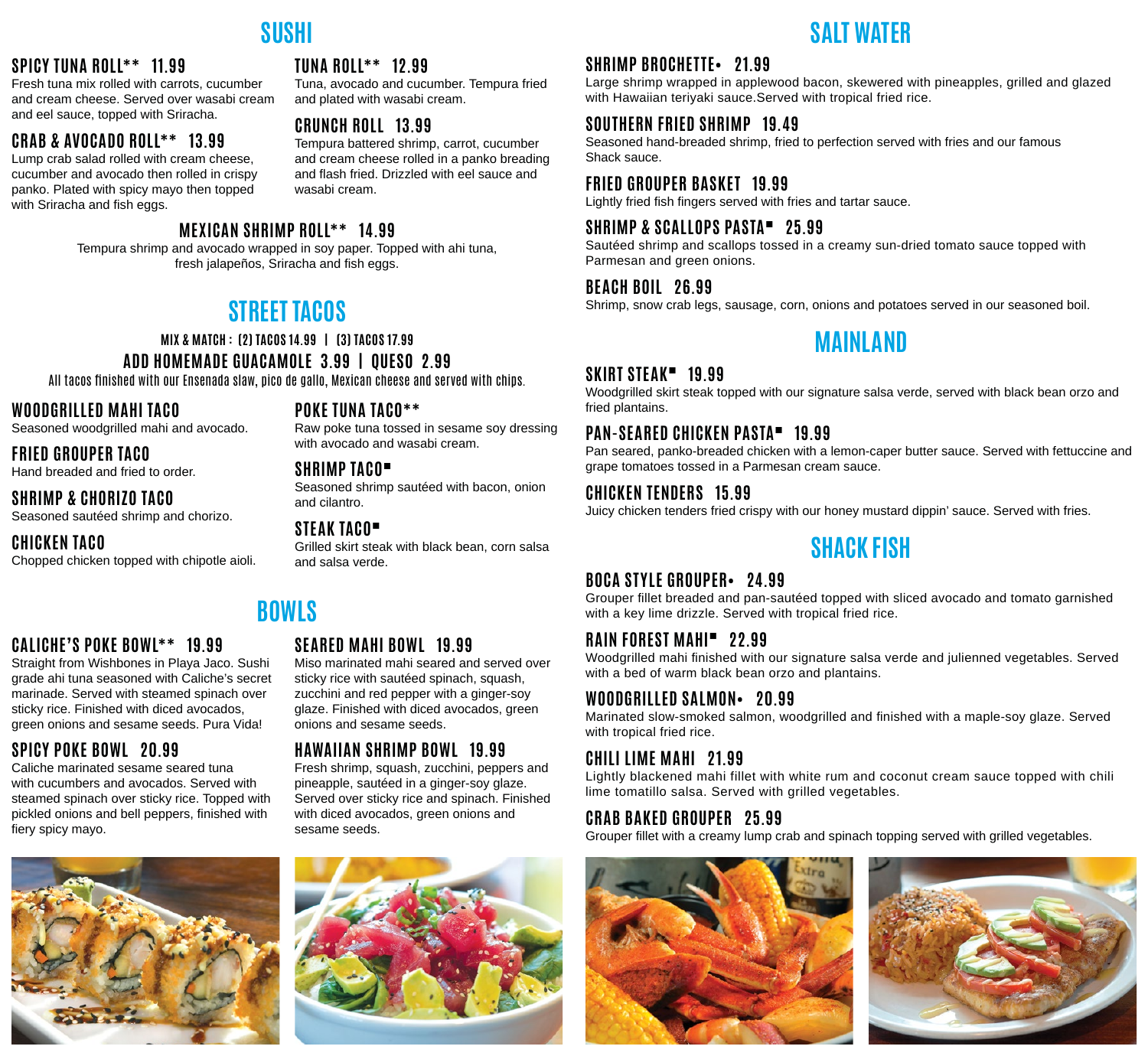# SUSHI

### SPICY TUNA ROLL** 11.99
Fresh tuna mix rolled with carrots, cucumber and cream cheese. Served over wasabi cream and eel sauce, topped with Sriracha.

### CRAB & AVOCADO ROLL** 13.99
Lump crab salad rolled with cream cheese, cucumber and avocado then rolled in crispy panko. Plated with spicy mayo then topped with Sriracha and fish eggs.

### TUNA ROLL** 12.99
Tuna, avocado and cucumber. Tempura fried and plated with wasabi cream.

### CRUNCH ROLL 13.99
Tempura battered shrimp, carrot, cucumber and cream cheese rolled in a panko breading and flash fried. Drizzled with eel sauce and wasabi cream.

### MEXICAN SHRIMP ROLL** 14.99
Tempura shrimp and avocado wrapped in soy paper. Topped with ahi tuna, fresh jalapeños, Sriracha and fish eggs.

# STREET TACOS

**MIX & MATCH : (2) TACOS 14.99 | (3) TACOS 17.99**

**ADD HOMEMADE GUACAMOLE 3.99 | QUESO 2.99**

All tacos finished with our Ensenada slaw, pico de gallo, Mexican cheese and served with chips.

### WOODGRILLED MAHI TACO
Seasoned woodgrilled mahi and avocado.

### FRIED GROUPER TACO
Hand breaded and fried to order.

### SHRIMP & CHORIZO TACO
Seasoned sautéed shrimp and chorizo.

### CHICKEN TACO
Chopped chicken topped with chipotle aioli.

### POKE TUNA TACO**
Raw poke tuna tossed in sesame soy dressing with avocado and wasabi cream.

### SHRIMP TACO▪
Seasoned shrimp sautéed with bacon, onion and cilantro.

### STEAK TACO▪
Grilled skirt steak with black bean, corn salsa and salsa verde.

# BOWLS

### CALICHE'S POKE BOWL** 19.99
Straight from Wishbones in Playa Jaco. Sushi grade ahi tuna seasoned with Caliche's secret marinade. Served with steamed spinach over sticky rice. Finished with diced avocados, green onions and sesame seeds. Pura Vida!

### SPICY POKE BOWL 20.99
Caliche marinated sesame seared tuna with cucumbers and avocados. Served with steamed spinach over sticky rice. Topped with pickled onions and bell peppers, finished with fiery spicy mayo.

### SEARED MAHI BOWL 19.99
Miso marinated mahi seared and served over sticky rice with sautéed spinach, squash, zucchini and red pepper with a ginger-soy glaze. Finished with diced avocados, green onions and sesame seeds.

### HAWAIIAN SHRIMP BOWL 19.99
Fresh shrimp, squash, zucchini, peppers and pineapple, sautéed in a ginger-soy glaze. Served over sticky rice and spinach. Finished with diced avocados, green onions and sesame seeds.

# SALT WATER

### SHRIMP BROCHETTE• 21.99
Large shrimp wrapped in applewood bacon, skewered with pineapples, grilled and glazed with Hawaiian teriyaki sauce.Served with tropical fried rice.

### SOUTHERN FRIED SHRIMP 19.49
Seasoned hand-breaded shrimp, fried to perfection served with fries and our famous Shack sauce.

### FRIED GROUPER BASKET 19.99
Lightly fried fish fingers served with fries and tartar sauce.

### SHRIMP & SCALLOPS PASTA▪ 25.99
Sautéed shrimp and scallops tossed in a creamy sun-dried tomato sauce topped with Parmesan and green onions.

### BEACH BOIL 26.99
Shrimp, snow crab legs, sausage, corn, onions and potatoes served in our seasoned boil.

# MAINLAND

### SKIRT STEAK▪ 19.99
Woodgrilled skirt steak topped with our signature salsa verde, served with black bean orzo and fried plantains.

### PAN-SEARED CHICKEN PASTA▪ 19.99
Pan seared, panko-breaded chicken with a lemon-caper butter sauce. Served with fettuccine and grape tomatoes tossed in a Parmesan cream sauce.

### CHICKEN TENDERS 15.99
Juicy chicken tenders fried crispy with our honey mustard dippin' sauce. Served with fries.

# SHACK FISH

### BOCA STYLE GROUPER• 24.99
Grouper fillet breaded and pan-sautéed topped with sliced avocado and tomato garnished with a key lime drizzle. Served with tropical fried rice.

### RAIN FOREST MAHI▪ 22.99
Woodgrilled mahi finished with our signature salsa verde and julienned vegetables. Served with a bed of warm black bean orzo and plantains.

### WOODGRILLED SALMON• 20.99
Marinated slow-smoked salmon, woodgrilled and finished with a maple-soy glaze. Served with tropical fried rice.

### CHILI LIME MAHI 21.99
Lightly blackened mahi fillet with white rum and coconut cream sauce topped with chili lime tomatillo salsa. Served with grilled vegetables.

### CRAB BAKED GROUPER 25.99
Grouper fillet with a creamy lump crab and spinach topping served with grilled vegetables.